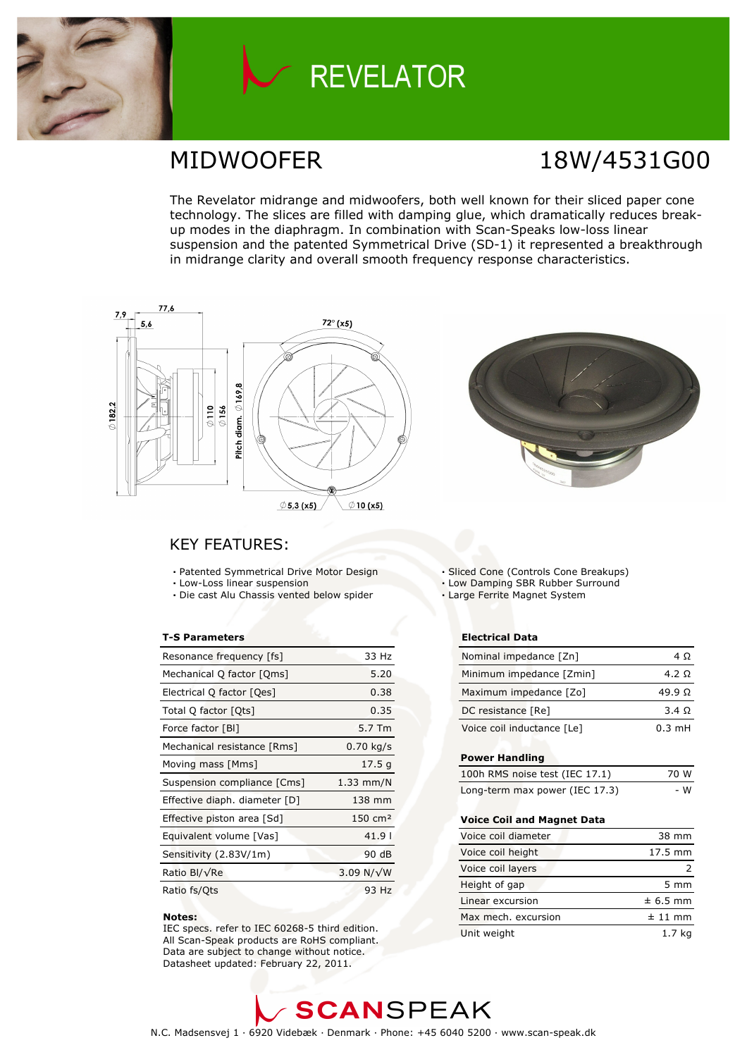# REVELATOR

## MIDWOOFER 18W/4531G00

The Revelator midrange and midwoofers, both well known for their sliced paper cone technology. The slices are filled with damping glue, which dramatically reduces break-up modes in the diaphragm. In combination with Scan-Speaks low-loss linear suspension and the patented Symmetrical Drive (SD-1) it represented a breakthrough in midrange clarity and overall smooth frequency response characteristics.

## KEY FEATURES:

- Patented Symmetrical Drive Motor Design
- Low-Loss linear suspension
- Die cast Alu Chassis vented below spider
- Sliced Cone (Controls Cone Breakups)
- Low Damping SBR Rubber Surround
- Large Ferrite Magnet System

**T-S Parameters**

| | |
|---|---|
| Resonance frequency [fs] | 33 Hz |
| Mechanical Q factor [Qms] | 5.20 |
| Electrical Q factor [Qes] | 0.38 |
| Total Q factor [Qts] | 0.35 |
| Force factor [Bl] | 5.7 Tm |
| Mechanical resistance [Rms] | 0.70 kg/s |
| Moving mass [Mms] | 17.5 g |
| Suspension compliance [Cms] | 1.33 mm/N |
| Effective diaph. diameter [D] | 138 mm |
| Effective piston area [Sd] | 150 cm² |
| Equivalent volume [Vas] | 41.9 l |
| Sensitivity (2.83V/1m) | 90 dB |
| Ratio Bl/√Re | 3.09 N/√W |
| Ratio fs/Qts | 93 Hz |

**Notes:**
IEC specs. refer to IEC 60268-5 third edition.
All Scan-Speak products are RoHS compliant.
Data are subject to change without notice.
Datasheet updated: February 22, 2011.

**Electrical Data**

| | |
|---|---|
| Nominal impedance [Zn] | 4 Ω |
| Minimum impedance [Zmin] | 4.2 Ω |
| Maximum impedance [Zo] | 49.9 Ω |
| DC resistance [Re] | 3.4 Ω |
| Voice coil inductance [Le] | 0.3 mH |

**Power Handling**

| | |
|---|---|
| 100h RMS noise test (IEC 17.1) | 70 W |
| Long-term max power (IEC 17.3) | - W |

**Voice Coil and Magnet Data**

| | |
|---|---|
| Voice coil diameter | 38 mm |
| Voice coil height | 17.5 mm |
| Voice coil layers | 2 |
| Height of gap | 5 mm |
| Linear excursion | ± 6.5 mm |
| Max mech. excursion | ± 11 mm |
| Unit weight | 1.7 kg |

SCANSPEAK

N.C. Madsensvej 1 · 6920 Videbæk · Denmark · Phone: +45 6040 5200 · www.scan-speak.dk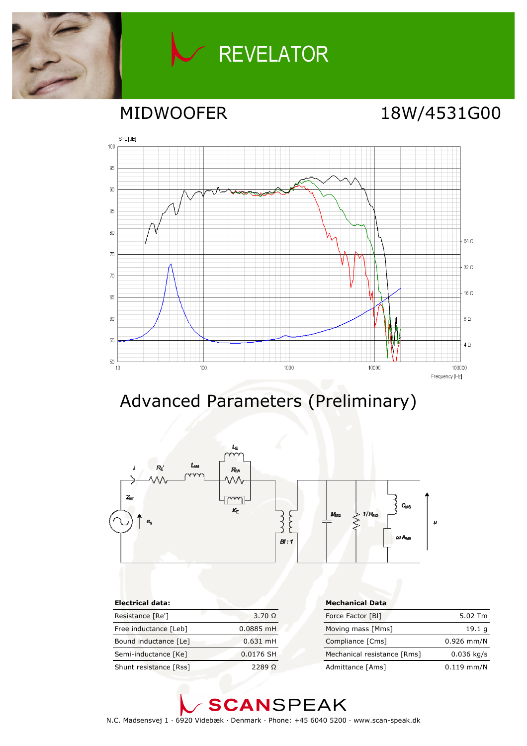# REVELATOR

## MIDWOOFER

## 18W/4531G00

SPL [dB]

100
95
90
85
80
75
70
65
60
55
50

10
100
1000
10000
100000

Frequency [Hz]

64 Ω
32 Ω
16 Ω
8 Ω
4 Ω

# Advanced Parameters (Preliminary)

i
$R_E'$
$L_{eb}$
$L_E$
$R_{ss}$
$K_E$
$Z_{ET}$
$e_g$
$Bl : 1$
$M_{MS}$
$1/R_{MS}$
$C_{MS}$
$\omega A_{MS}$
u

| **Electrical data:** | |
|---|---|
| Resistance [Re'] | 3.70 Ω |
| Free inductance [Leb] | 0.0885 mH |
| Bound inductance [Le] | 0.631 mH |
| Semi-inductance [Ke] | 0.0176 SH |
| Shunt resistance [Rss] | 2289 Ω |

| **Mechanical Data** | |
|---|---|
| Force Factor [Bl] | 5.02 Tm |
| Moving mass [Mms] | 19.1 g |
| Compliance [Cms] | 0.926 mm/N |
| Mechanical resistance [Rms] | 0.036 kg/s |
| Admittance [Ams] | 0.119 mm/N |

SCANSPEAK

N.C. Madsensvej 1 · 6920 Videbæk · Denmark · Phone: +45 6040 5200 · www.scan-speak.dk